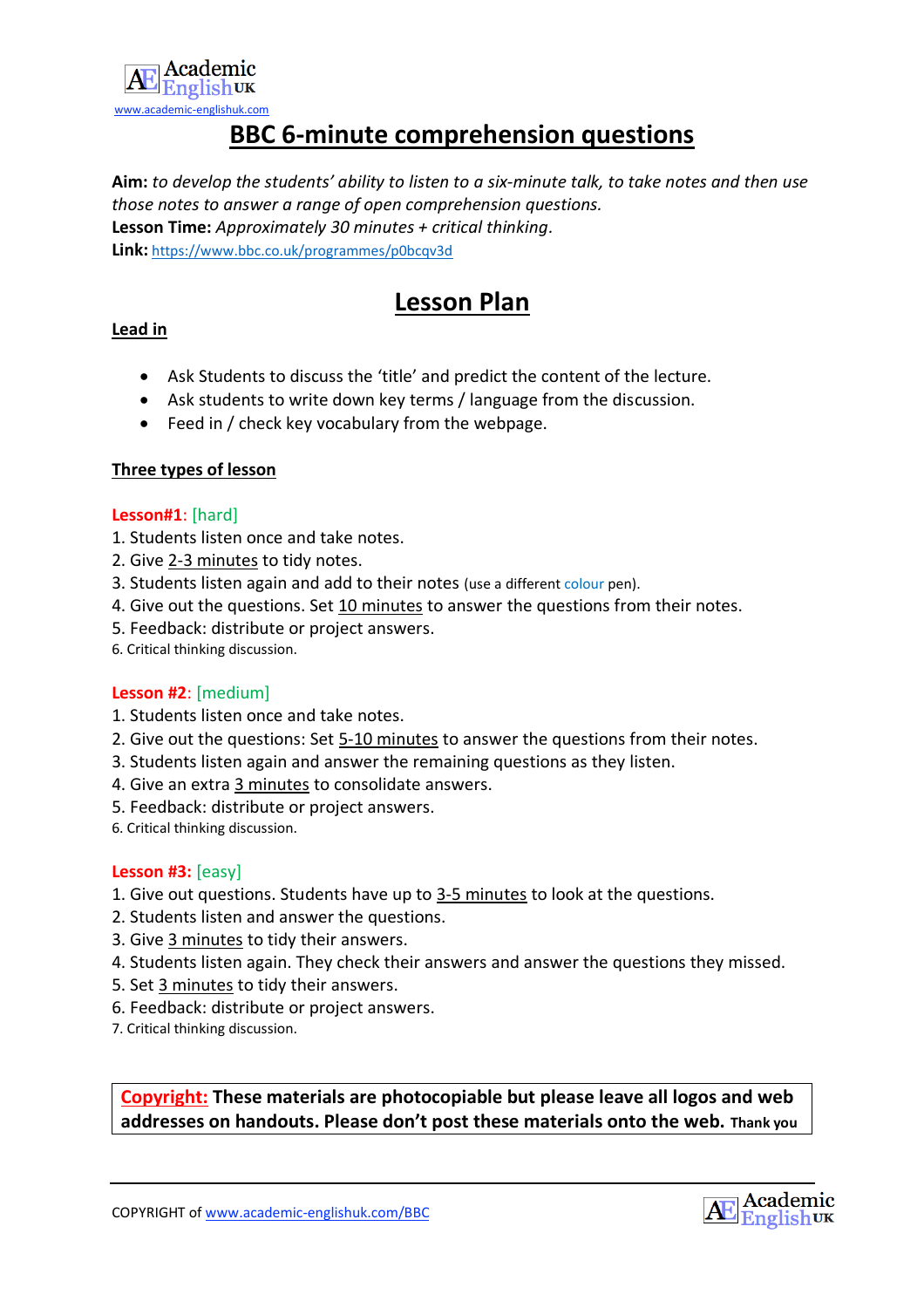Academic English UK
www.academic-englishuk.com

# BBC 6-minute comprehension questions

**Aim:** *to develop the students' ability to listen to a six-minute talk, to take notes and then use those notes to answer a range of open comprehension questions.*
**Lesson Time:** *Approximately 30 minutes + critical thinking.*
**Link:** https://www.bbc.co.uk/programmes/p0bcqv3d

## Lesson Plan

### Lead in

- Ask Students to discuss the 'title' and predict the content of the lecture.
- Ask students to write down key terms / language from the discussion.
- Feed in / check key vocabulary from the webpage.

### Three types of lesson

**Lesson#1**: [hard]

1. Students listen once and take notes.
2. Give 2-3 minutes to tidy notes.
3. Students listen again and add to their notes (use a different colour pen).
4. Give out the questions. Set 10 minutes to answer the questions from their notes.
5. Feedback: distribute or project answers.
6. Critical thinking discussion.

**Lesson #2**: [medium]

1. Students listen once and take notes.
2. Give out the questions: Set 5-10 minutes to answer the questions from their notes.
3. Students listen again and answer the remaining questions as they listen.
4. Give an extra 3 minutes to consolidate answers.
5. Feedback: distribute or project answers.
6. Critical thinking discussion.

**Lesson #3:** [easy]

1. Give out questions. Students have up to 3-5 minutes to look at the questions.
2. Students listen and answer the questions.
3. Give 3 minutes to tidy their answers.
4. Students listen again. They check their answers and answer the questions they missed.
5. Set 3 minutes to tidy their answers.
6. Feedback: distribute or project answers.
7. Critical thinking discussion.

**Copyright: These materials are photocopiable but please leave all logos and web addresses on handouts. Please don't post these materials onto the web.** Thank you

COPYRIGHT of www.academic-englishuk.com/BBC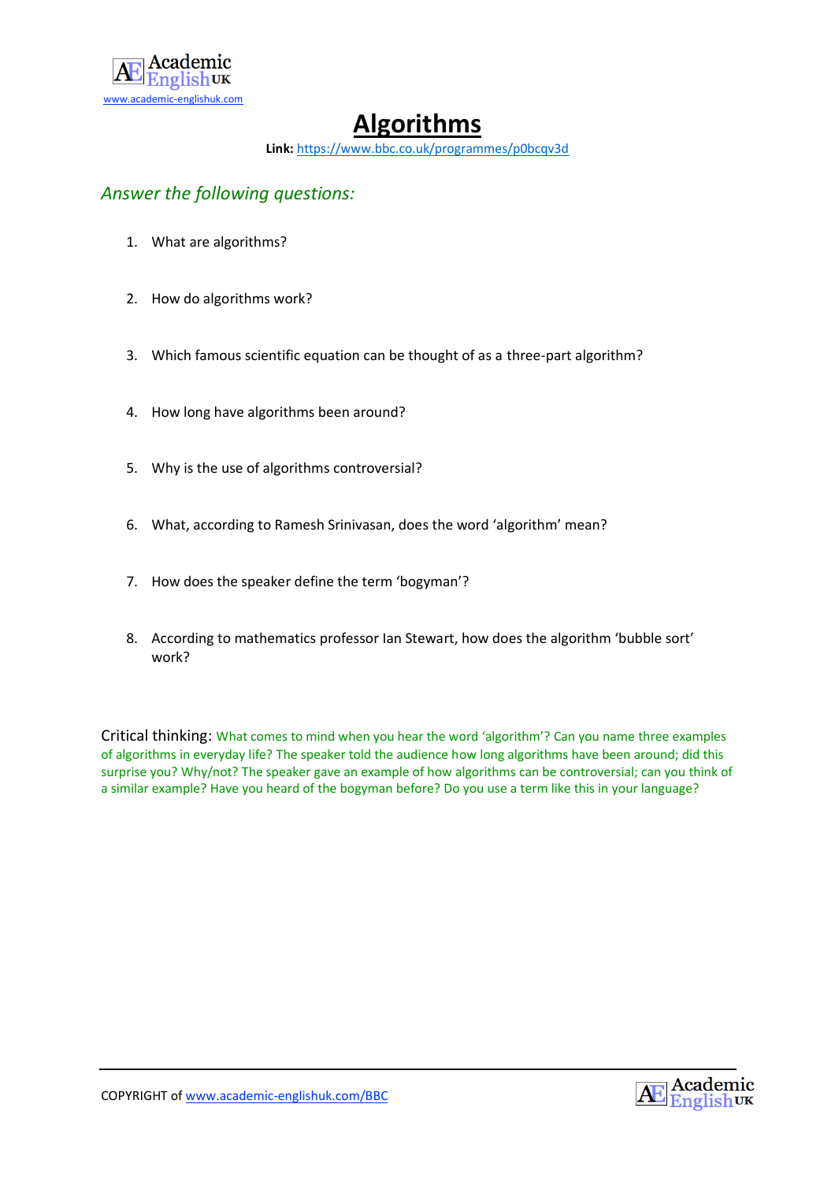# Algorithms

**Link:** https://www.bbc.co.uk/programmes/p0bcqv3d

## *Answer the following questions:*

1. What are algorithms?

2. How do algorithms work?

3. Which famous scientific equation can be thought of as a three-part algorithm?

4. How long have algorithms been around?

5. Why is the use of algorithms controversial?

6. What, according to Ramesh Srinivasan, does the word 'algorithm' mean?

7. How does the speaker define the term 'bogyman'?

8. According to mathematics professor Ian Stewart, how does the algorithm 'bubble sort' work?

Critical thinking: What comes to mind when you hear the word 'algorithm'? Can you name three examples of algorithms in everyday life? The speaker told the audience how long algorithms have been around; did this surprise you? Why/not? The speaker gave an example of how algorithms can be controversial; can you think of a similar example? Have you heard of the bogyman before? Do you use a term like this in your language?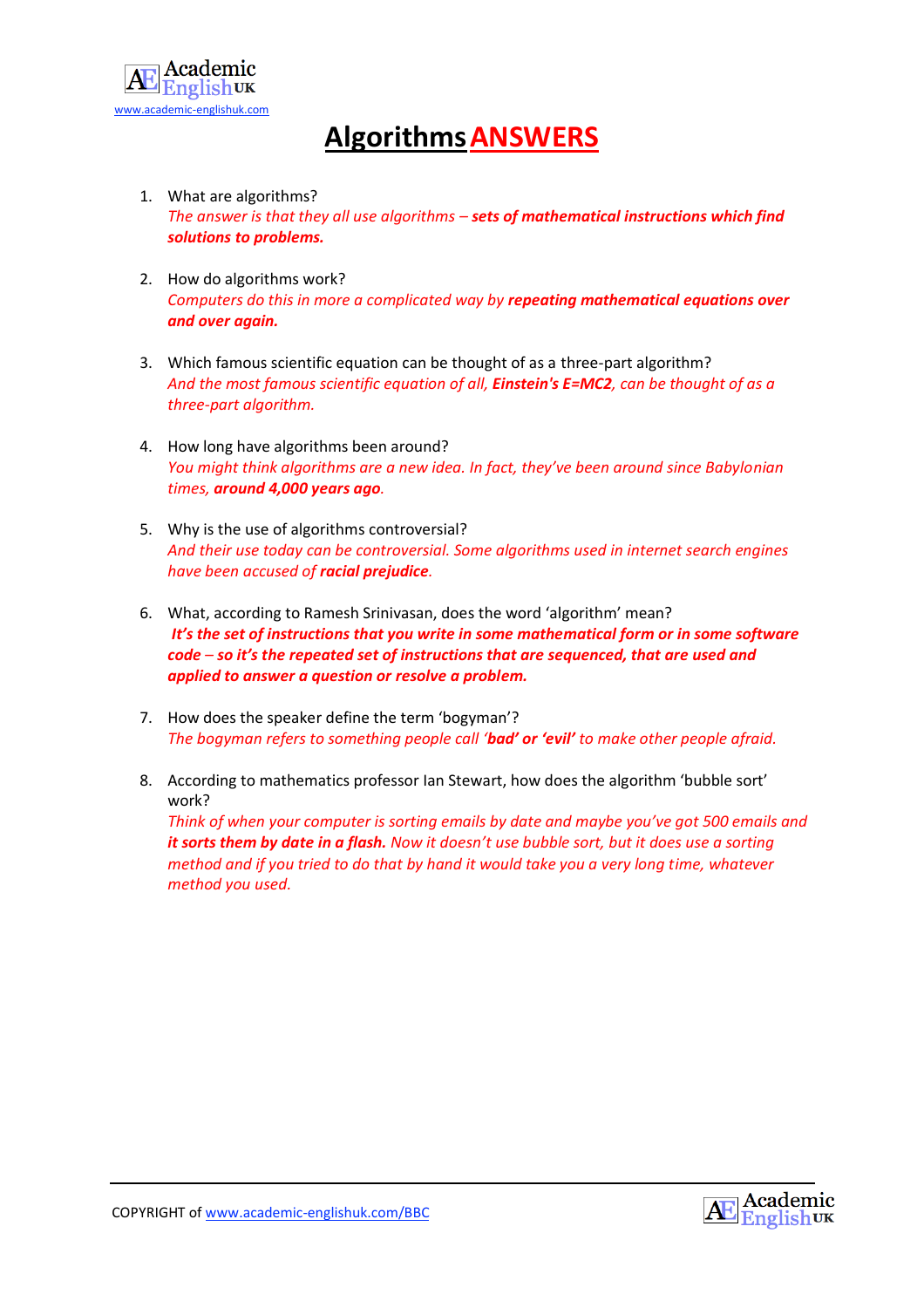# Algorithms ANSWERS

1. What are algorithms?
   *The answer is that they all use algorithms – **sets of mathematical instructions which find solutions to problems.***

2. How do algorithms work?
   *Computers do this in more a complicated way by **repeating mathematical equations over and over again.***

3. Which famous scientific equation can be thought of as a three-part algorithm?
   *And the most famous scientific equation of all, **Einstein's E=MC2**, can be thought of as a three-part algorithm.*

4. How long have algorithms been around?
   *You might think algorithms are a new idea. In fact, they've been around since Babylonian times, **around 4,000 years ago**.*

5. Why is the use of algorithms controversial?
   *And their use today can be controversial. Some algorithms used in internet search engines have been accused of **racial prejudice**.*

6. What, according to Ramesh Srinivasan, does the word 'algorithm' mean?
   ***It's the set of instructions that you write in some mathematical form or in some software code – so it's the repeated set of instructions that are sequenced, that are used and applied to answer a question or resolve a problem.***

7. How does the speaker define the term 'bogyman'?
   *The bogyman refers to something people call '**bad' or 'evil'** to make other people afraid.*

8. According to mathematics professor Ian Stewart, how does the algorithm 'bubble sort' work?
   *Think of when your computer is sorting emails by date and maybe you've got 500 emails and **it sorts them by date in a flash.** Now it doesn't use bubble sort, but it does use a sorting method and if you tried to do that by hand it would take you a very long time, whatever method you used.*

COPYRIGHT of www.academic-englishuk.com/BBC